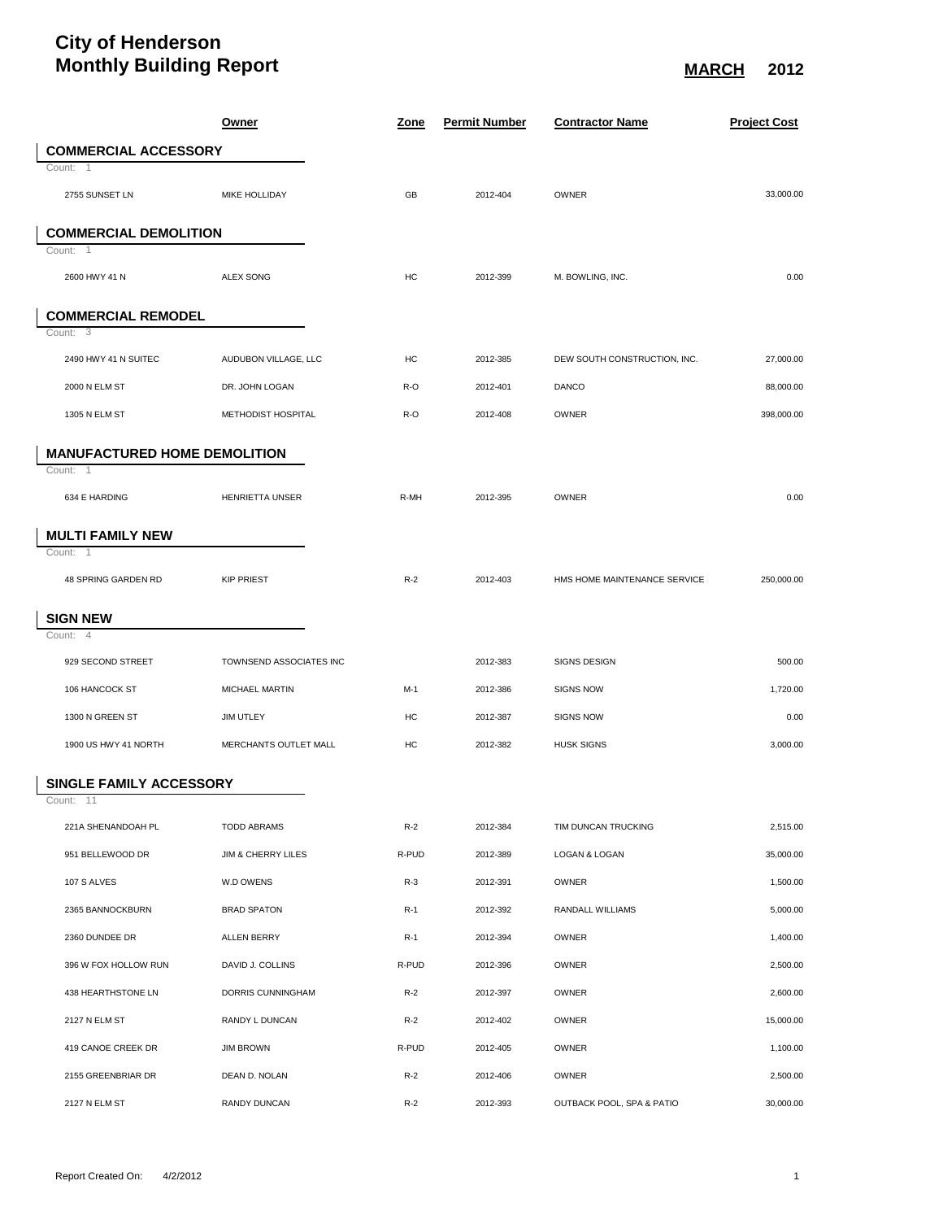# City of Henderson
# Monthly Building Report

**MARCH 2012**

| | Owner | Zone | Permit Number | Contractor Name | Project Cost |
|---|---|---|---|---|---|
| **COMMERCIAL ACCESSORY** | | | | | |
| Count: 1 | | | | | |
| 2755 SUNSET LN | MIKE HOLLIDAY | GB | 2012-404 | OWNER | 33,000.00 |
| **COMMERCIAL DEMOLITION** | | | | | |
| Count: 1 | | | | | |
| 2600 HWY 41 N | ALEX SONG | HC | 2012-399 | M. BOWLING, INC. | 0.00 |
| **COMMERCIAL REMODEL** | | | | | |
| Count: 3 | | | | | |
| 2490 HWY 41 N SUITEC | AUDUBON VILLAGE, LLC | HC | 2012-385 | DEW SOUTH CONSTRUCTION, INC. | 27,000.00 |
| 2000 N ELM ST | DR. JOHN LOGAN | R-O | 2012-401 | DANCO | 88,000.00 |
| 1305 N ELM ST | METHODIST HOSPITAL | R-O | 2012-408 | OWNER | 398,000.00 |
| **MANUFACTURED HOME DEMOLITION** | | | | | |
| Count: 1 | | | | | |
| 634 E HARDING | HENRIETTA UNSER | R-MH | 2012-395 | OWNER | 0.00 |
| **MULTI FAMILY NEW** | | | | | |
| Count: 1 | | | | | |
| 48 SPRING GARDEN RD | KIP PRIEST | R-2 | 2012-403 | HMS HOME MAINTENANCE SERVICE | 250,000.00 |
| **SIGN NEW** | | | | | |
| Count: 4 | | | | | |
| 929 SECOND STREET | TOWNSEND ASSOCIATES INC | | 2012-383 | SIGNS DESIGN | 500.00 |
| 106 HANCOCK ST | MICHAEL MARTIN | M-1 | 2012-386 | SIGNS NOW | 1,720.00 |
| 1300 N GREEN ST | JIM UTLEY | HC | 2012-387 | SIGNS NOW | 0.00 |
| 1900 US HWY 41 NORTH | MERCHANTS OUTLET MALL | HC | 2012-382 | HUSK SIGNS | 3,000.00 |
| **SINGLE FAMILY ACCESSORY** | | | | | |
| Count: 11 | | | | | |
| 221A SHENANDOAH PL | TODD ABRAMS | R-2 | 2012-384 | TIM DUNCAN TRUCKING | 2,515.00 |
| 951 BELLEWOOD DR | JIM & CHERRY LILES | R-PUD | 2012-389 | LOGAN & LOGAN | 35,000.00 |
| 107 S ALVES | W.D OWENS | R-3 | 2012-391 | OWNER | 1,500.00 |
| 2365 BANNOCKBURN | BRAD SPATON | R-1 | 2012-392 | RANDALL WILLIAMS | 5,000.00 |
| 2360 DUNDEE DR | ALLEN BERRY | R-1 | 2012-394 | OWNER | 1,400.00 |
| 396 W FOX HOLLOW RUN | DAVID J. COLLINS | R-PUD | 2012-396 | OWNER | 2,500.00 |
| 438 HEARTHSTONE LN | DORRIS CUNNINGHAM | R-2 | 2012-397 | OWNER | 2,600.00 |
| 2127 N ELM ST | RANDY L DUNCAN | R-2 | 2012-402 | OWNER | 15,000.00 |
| 419 CANOE CREEK DR | JIM BROWN | R-PUD | 2012-405 | OWNER | 1,100.00 |
| 2155 GREENBRIAR DR | DEAN D. NOLAN | R-2 | 2012-406 | OWNER | 2,500.00 |
| 2127 N ELM ST | RANDY DUNCAN | R-2 | 2012-393 | OUTBACK POOL, SPA & PATIO | 30,000.00 |

Report Created On: 4/2/2012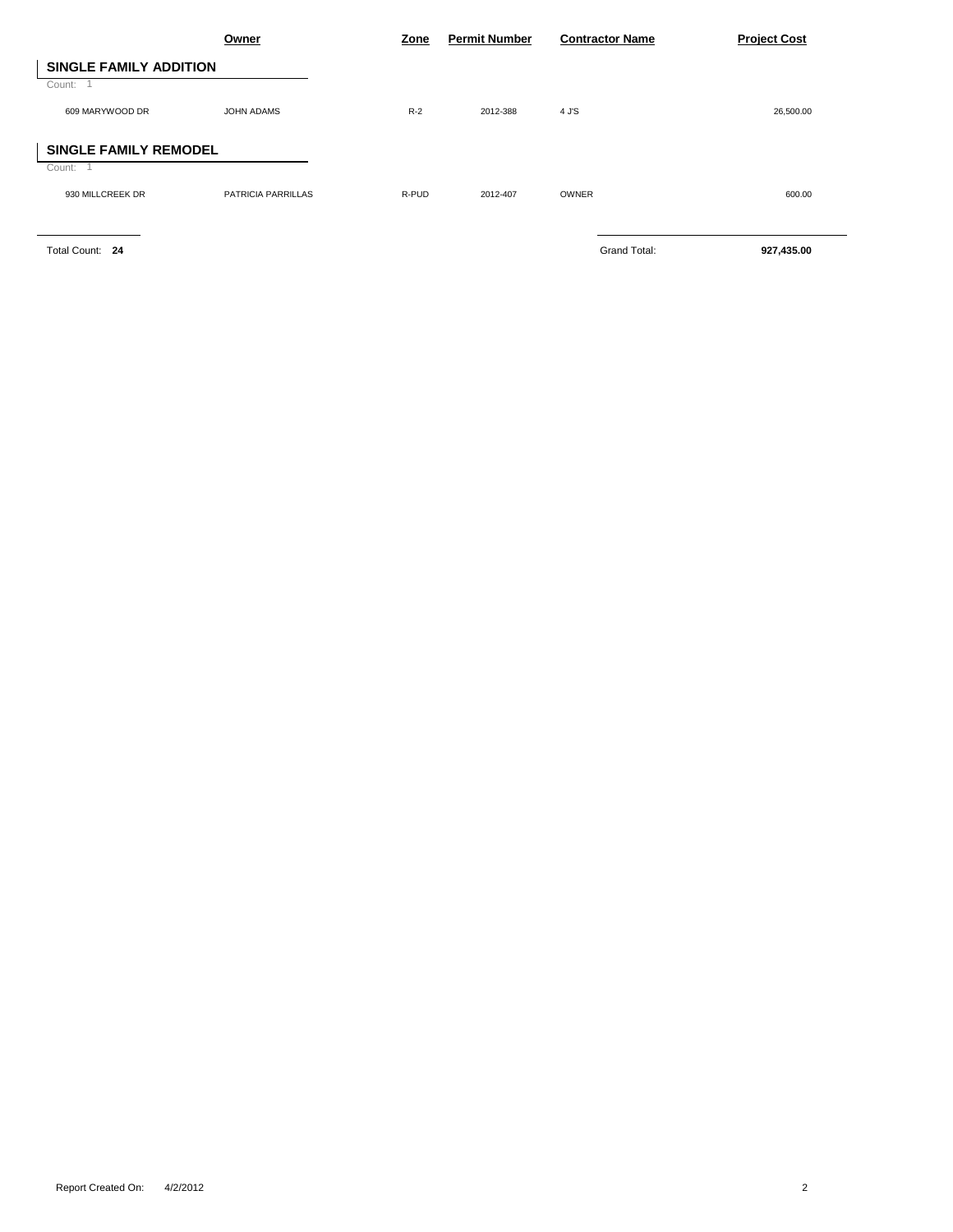| | Owner | Zone | Permit Number | Contractor Name | Project Cost |
|---|---|---|---|---|---|
| **SINGLE FAMILY ADDITION** | | | | | |
| Count: 1 | | | | | |
| 609 MARYWOOD DR | JOHN ADAMS | R-2 | 2012-388 | 4 J'S | 26,500.00 |
| **SINGLE FAMILY REMODEL** | | | | | |
| Count: 1 | | | | | |
| 930 MILLCREEK DR | PATRICIA PARRILLAS | R-PUD | 2012-407 | OWNER | 600.00 |

Total Count: **24**

Grand Total: **927,435.00**

Report Created On: 4/2/2012